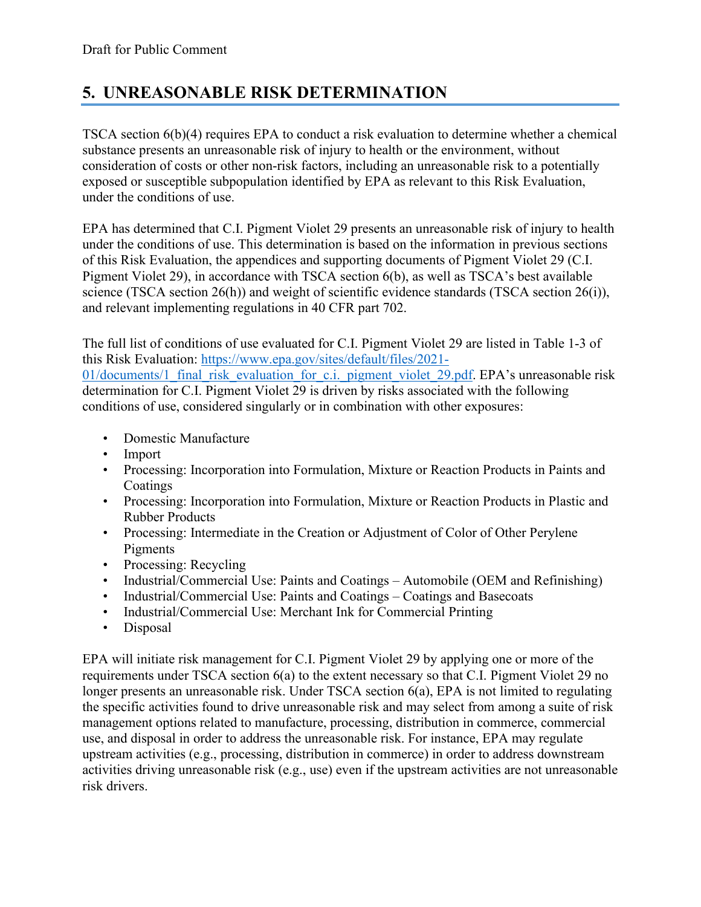# 5. UNREASONABLE RISK DETERMINATION

TSCA section 6(b)(4) requires EPA to conduct a risk evaluation to determine whether a chemical substance presents an unreasonable risk of injury to health or the environment, without consideration of costs or other non-risk factors, including an unreasonable risk to a potentially exposed or susceptible subpopulation identified by EPA as relevant to this Risk Evaluation, under the conditions of use.

EPA has determined that C.I. Pigment Violet 29 presents an unreasonable risk of injury to health under the conditions of use. This determination is based on the information in previous sections of this Risk Evaluation, the appendices and supporting documents of Pigment Violet 29 (C.I. Pigment Violet 29), in accordance with TSCA section 6(b), as well as TSCA's best available science (TSCA section 26(h)) and weight of scientific evidence standards (TSCA section 26(i)), and relevant implementing regulations in 40 CFR part 702.

The full list of conditions of use evaluated for C.I. Pigment Violet 29 are listed in Table 1-3 of this Risk Evaluation: [https://www.epa.gov/sites/default/files/2021-01/documents/1_final_risk_evaluation_for_c.i._pigment_violet_29.pdf](https://www.epa.gov/sites/default/files/2021-01/documents/1_final_risk_evaluation_for_c.i._pigment_violet_29.pdf). EPA's unreasonable risk determination for C.I. Pigment Violet 29 is driven by risks associated with the following conditions of use, considered singularly or in combination with other exposures:

- Domestic Manufacture
- Import
- Processing: Incorporation into Formulation, Mixture or Reaction Products in Paints and Coatings
- Processing: Incorporation into Formulation, Mixture or Reaction Products in Plastic and Rubber Products
- Processing: Intermediate in the Creation or Adjustment of Color of Other Perylene Pigments
- Processing: Recycling
- Industrial/Commercial Use: Paints and Coatings – Automobile (OEM and Refinishing)
- Industrial/Commercial Use: Paints and Coatings – Coatings and Basecoats
- Industrial/Commercial Use: Merchant Ink for Commercial Printing
- Disposal

EPA will initiate risk management for C.I. Pigment Violet 29 by applying one or more of the requirements under TSCA section 6(a) to the extent necessary so that C.I. Pigment Violet 29 no longer presents an unreasonable risk. Under TSCA section 6(a), EPA is not limited to regulating the specific activities found to drive unreasonable risk and may select from among a suite of risk management options related to manufacture, processing, distribution in commerce, commercial use, and disposal in order to address the unreasonable risk. For instance, EPA may regulate upstream activities (e.g., processing, distribution in commerce) in order to address downstream activities driving unreasonable risk (e.g., use) even if the upstream activities are not unreasonable risk drivers.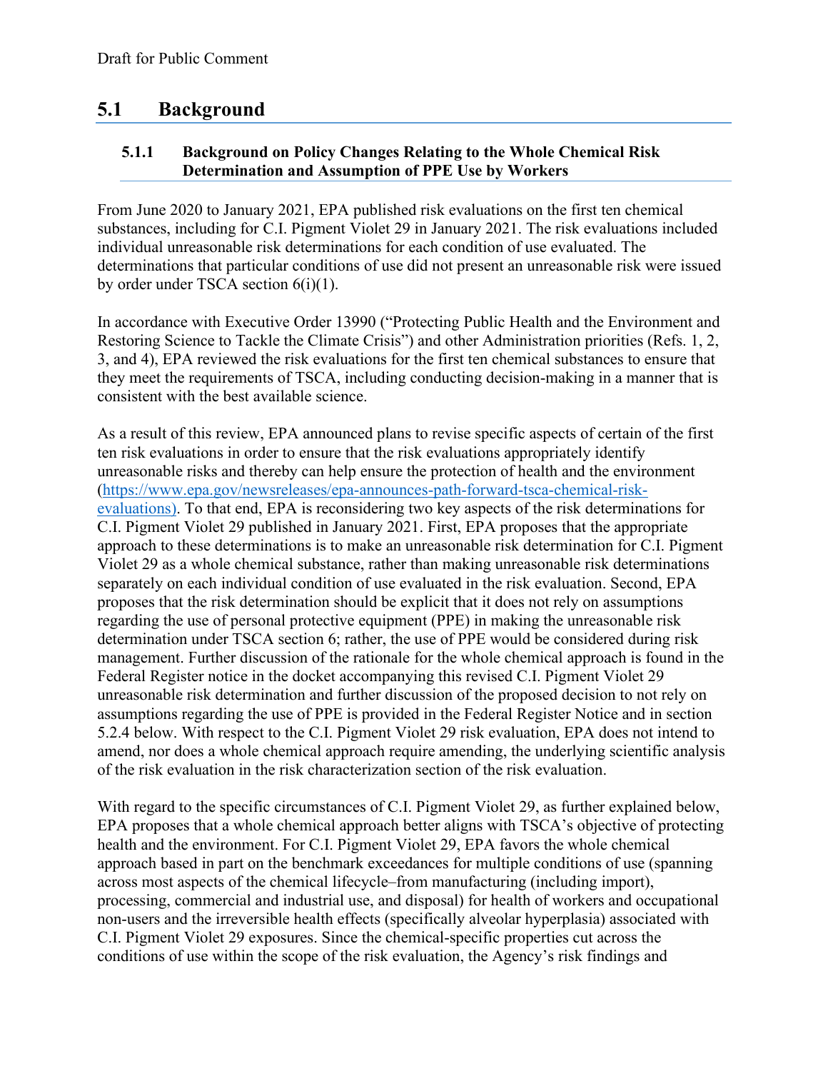## 5.1 Background

### 5.1.1 Background on Policy Changes Relating to the Whole Chemical Risk Determination and Assumption of PPE Use by Workers

From June 2020 to January 2021, EPA published risk evaluations on the first ten chemical substances, including for C.I. Pigment Violet 29 in January 2021. The risk evaluations included individual unreasonable risk determinations for each condition of use evaluated. The determinations that particular conditions of use did not present an unreasonable risk were issued by order under TSCA section 6(i)(1).

In accordance with Executive Order 13990 ("Protecting Public Health and the Environment and Restoring Science to Tackle the Climate Crisis") and other Administration priorities (Refs. 1, 2, 3, and 4), EPA reviewed the risk evaluations for the first ten chemical substances to ensure that they meet the requirements of TSCA, including conducting decision-making in a manner that is consistent with the best available science.

As a result of this review, EPA announced plans to revise specific aspects of certain of the first ten risk evaluations in order to ensure that the risk evaluations appropriately identify unreasonable risks and thereby can help ensure the protection of health and the environment (https://www.epa.gov/newsreleases/epa-announces-path-forward-tsca-chemical-risk-evaluations). To that end, EPA is reconsidering two key aspects of the risk determinations for C.I. Pigment Violet 29 published in January 2021. First, EPA proposes that the appropriate approach to these determinations is to make an unreasonable risk determination for C.I. Pigment Violet 29 as a whole chemical substance, rather than making unreasonable risk determinations separately on each individual condition of use evaluated in the risk evaluation. Second, EPA proposes that the risk determination should be explicit that it does not rely on assumptions regarding the use of personal protective equipment (PPE) in making the unreasonable risk determination under TSCA section 6; rather, the use of PPE would be considered during risk management. Further discussion of the rationale for the whole chemical approach is found in the Federal Register notice in the docket accompanying this revised C.I. Pigment Violet 29 unreasonable risk determination and further discussion of the proposed decision to not rely on assumptions regarding the use of PPE is provided in the Federal Register Notice and in section 5.2.4 below. With respect to the C.I. Pigment Violet 29 risk evaluation, EPA does not intend to amend, nor does a whole chemical approach require amending, the underlying scientific analysis of the risk evaluation in the risk characterization section of the risk evaluation.

With regard to the specific circumstances of C.I. Pigment Violet 29, as further explained below, EPA proposes that a whole chemical approach better aligns with TSCA's objective of protecting health and the environment. For C.I. Pigment Violet 29, EPA favors the whole chemical approach based in part on the benchmark exceedances for multiple conditions of use (spanning across most aspects of the chemical lifecycle–from manufacturing (including import), processing, commercial and industrial use, and disposal) for health of workers and occupational non-users and the irreversible health effects (specifically alveolar hyperplasia) associated with C.I. Pigment Violet 29 exposures. Since the chemical-specific properties cut across the conditions of use within the scope of the risk evaluation, the Agency's risk findings and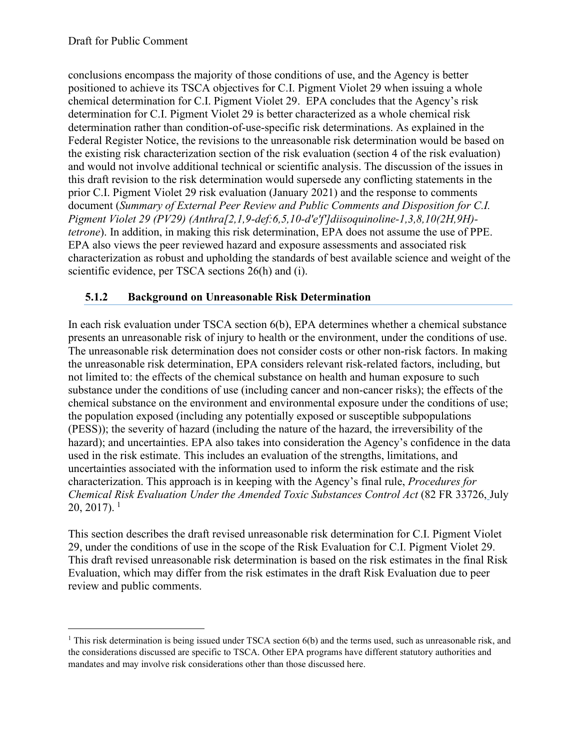conclusions encompass the majority of those conditions of use, and the Agency is better positioned to achieve its TSCA objectives for C.I. Pigment Violet 29 when issuing a whole chemical determination for C.I. Pigment Violet 29. EPA concludes that the Agency's risk determination for C.I. Pigment Violet 29 is better characterized as a whole chemical risk determination rather than condition-of-use-specific risk determinations. As explained in the Federal Register Notice, the revisions to the unreasonable risk determination would be based on the existing risk characterization section of the risk evaluation (section 4 of the risk evaluation) and would not involve additional technical or scientific analysis. The discussion of the issues in this draft revision to the risk determination would supersede any conflicting statements in the prior C.I. Pigment Violet 29 risk evaluation (January 2021) and the response to comments document (*Summary of External Peer Review and Public Comments and Disposition for C.I. Pigment Violet 29 (PV29) (Anthra[2,1,9-def:6,5,10-d'e'f']diisoquinoline-1,3,8,10(2H,9H)-tetrone*). In addition, in making this risk determination, EPA does not assume the use of PPE. EPA also views the peer reviewed hazard and exposure assessments and associated risk characterization as robust and upholding the standards of best available science and weight of the scientific evidence, per TSCA sections 26(h) and (i).

### 5.1.2 Background on Unreasonable Risk Determination

In each risk evaluation under TSCA section 6(b), EPA determines whether a chemical substance presents an unreasonable risk of injury to health or the environment, under the conditions of use. The unreasonable risk determination does not consider costs or other non-risk factors. In making the unreasonable risk determination, EPA considers relevant risk-related factors, including, but not limited to: the effects of the chemical substance on health and human exposure to such substance under the conditions of use (including cancer and non-cancer risks); the effects of the chemical substance on the environment and environmental exposure under the conditions of use; the population exposed (including any potentially exposed or susceptible subpopulations (PESS)); the severity of hazard (including the nature of the hazard, the irreversibility of the hazard); and uncertainties. EPA also takes into consideration the Agency's confidence in the data used in the risk estimate. This includes an evaluation of the strengths, limitations, and uncertainties associated with the information used to inform the risk estimate and the risk characterization. This approach is in keeping with the Agency's final rule, *Procedures for Chemical Risk Evaluation Under the Amended Toxic Substances Control Act* (82 FR 33726, July 20, 2017). [1]

This section describes the draft revised unreasonable risk determination for C.I. Pigment Violet 29, under the conditions of use in the scope of the Risk Evaluation for C.I. Pigment Violet 29. This draft revised unreasonable risk determination is based on the risk estimates in the final Risk Evaluation, which may differ from the risk estimates in the draft Risk Evaluation due to peer review and public comments.

[1] This risk determination is being issued under TSCA section 6(b) and the terms used, such as unreasonable risk, and the considerations discussed are specific to TSCA. Other EPA programs have different statutory authorities and mandates and may involve risk considerations other than those discussed here.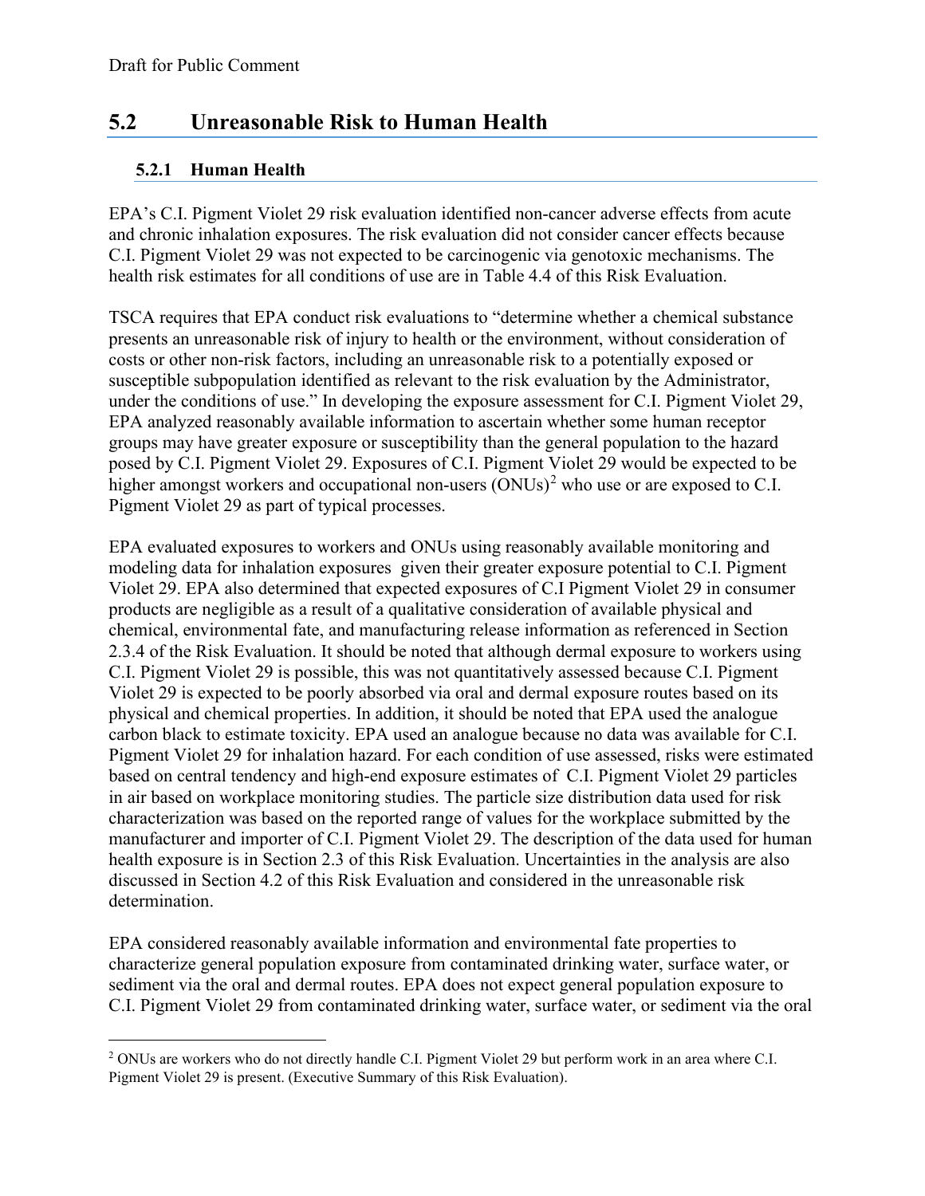## 5.2 Unreasonable Risk to Human Health

### 5.2.1 Human Health

EPA's C.I. Pigment Violet 29 risk evaluation identified non-cancer adverse effects from acute and chronic inhalation exposures. The risk evaluation did not consider cancer effects because C.I. Pigment Violet 29 was not expected to be carcinogenic via genotoxic mechanisms. The health risk estimates for all conditions of use are in Table 4.4 of this Risk Evaluation.

TSCA requires that EPA conduct risk evaluations to "determine whether a chemical substance presents an unreasonable risk of injury to health or the environment, without consideration of costs or other non-risk factors, including an unreasonable risk to a potentially exposed or susceptible subpopulation identified as relevant to the risk evaluation by the Administrator, under the conditions of use." In developing the exposure assessment for C.I. Pigment Violet 29, EPA analyzed reasonably available information to ascertain whether some human receptor groups may have greater exposure or susceptibility than the general population to the hazard posed by C.I. Pigment Violet 29. Exposures of C.I. Pigment Violet 29 would be expected to be higher amongst workers and occupational non-users (ONUs)[2] who use or are exposed to C.I. Pigment Violet 29 as part of typical processes.

EPA evaluated exposures to workers and ONUs using reasonably available monitoring and modeling data for inhalation exposures given their greater exposure potential to C.I. Pigment Violet 29. EPA also determined that expected exposures of C.I Pigment Violet 29 in consumer products are negligible as a result of a qualitative consideration of available physical and chemical, environmental fate, and manufacturing release information as referenced in Section 2.3.4 of the Risk Evaluation. It should be noted that although dermal exposure to workers using C.I. Pigment Violet 29 is possible, this was not quantitatively assessed because C.I. Pigment Violet 29 is expected to be poorly absorbed via oral and dermal exposure routes based on its physical and chemical properties. In addition, it should be noted that EPA used the analogue carbon black to estimate toxicity. EPA used an analogue because no data was available for C.I. Pigment Violet 29 for inhalation hazard. For each condition of use assessed, risks were estimated based on central tendency and high-end exposure estimates of C.I. Pigment Violet 29 particles in air based on workplace monitoring studies. The particle size distribution data used for risk characterization was based on the reported range of values for the workplace submitted by the manufacturer and importer of C.I. Pigment Violet 29. The description of the data used for human health exposure is in Section 2.3 of this Risk Evaluation. Uncertainties in the analysis are also discussed in Section 4.2 of this Risk Evaluation and considered in the unreasonable risk determination.

EPA considered reasonably available information and environmental fate properties to characterize general population exposure from contaminated drinking water, surface water, or sediment via the oral and dermal routes. EPA does not expect general population exposure to C.I. Pigment Violet 29 from contaminated drinking water, surface water, or sediment via the oral

[2] ONUs are workers who do not directly handle C.I. Pigment Violet 29 but perform work in an area where C.I. Pigment Violet 29 is present. (Executive Summary of this Risk Evaluation).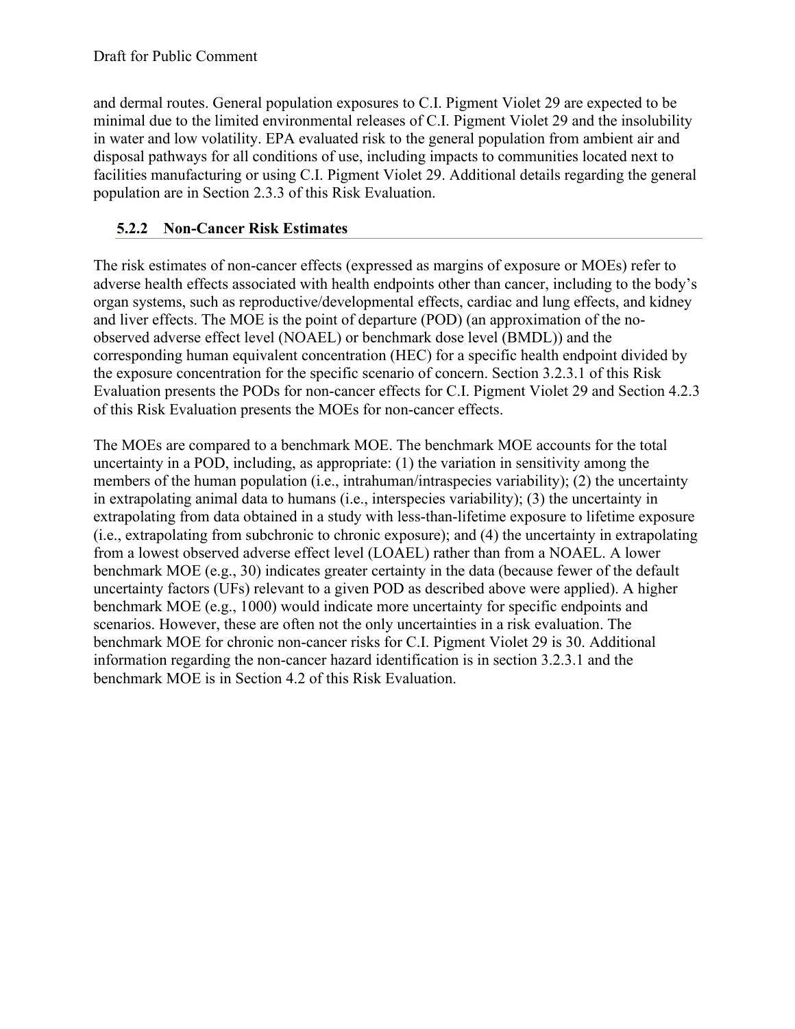and dermal routes. General population exposures to C.I. Pigment Violet 29 are expected to be minimal due to the limited environmental releases of C.I. Pigment Violet 29 and the insolubility in water and low volatility. EPA evaluated risk to the general population from ambient air and disposal pathways for all conditions of use, including impacts to communities located next to facilities manufacturing or using C.I. Pigment Violet 29. Additional details regarding the general population are in Section 2.3.3 of this Risk Evaluation.

### 5.2.2 Non-Cancer Risk Estimates

The risk estimates of non-cancer effects (expressed as margins of exposure or MOEs) refer to adverse health effects associated with health endpoints other than cancer, including to the body's organ systems, such as reproductive/developmental effects, cardiac and lung effects, and kidney and liver effects. The MOE is the point of departure (POD) (an approximation of the no-observed adverse effect level (NOAEL) or benchmark dose level (BMDL)) and the corresponding human equivalent concentration (HEC) for a specific health endpoint divided by the exposure concentration for the specific scenario of concern. Section 3.2.3.1 of this Risk Evaluation presents the PODs for non-cancer effects for C.I. Pigment Violet 29 and Section 4.2.3 of this Risk Evaluation presents the MOEs for non-cancer effects.

The MOEs are compared to a benchmark MOE. The benchmark MOE accounts for the total uncertainty in a POD, including, as appropriate: (1) the variation in sensitivity among the members of the human population (i.e., intrahuman/intraspecies variability); (2) the uncertainty in extrapolating animal data to humans (i.e., interspecies variability); (3) the uncertainty in extrapolating from data obtained in a study with less-than-lifetime exposure to lifetime exposure (i.e., extrapolating from subchronic to chronic exposure); and (4) the uncertainty in extrapolating from a lowest observed adverse effect level (LOAEL) rather than from a NOAEL. A lower benchmark MOE (e.g., 30) indicates greater certainty in the data (because fewer of the default uncertainty factors (UFs) relevant to a given POD as described above were applied). A higher benchmark MOE (e.g., 1000) would indicate more uncertainty for specific endpoints and scenarios. However, these are often not the only uncertainties in a risk evaluation. The benchmark MOE for chronic non-cancer risks for C.I. Pigment Violet 29 is 30. Additional information regarding the non-cancer hazard identification is in section 3.2.3.1 and the benchmark MOE is in Section 4.2 of this Risk Evaluation.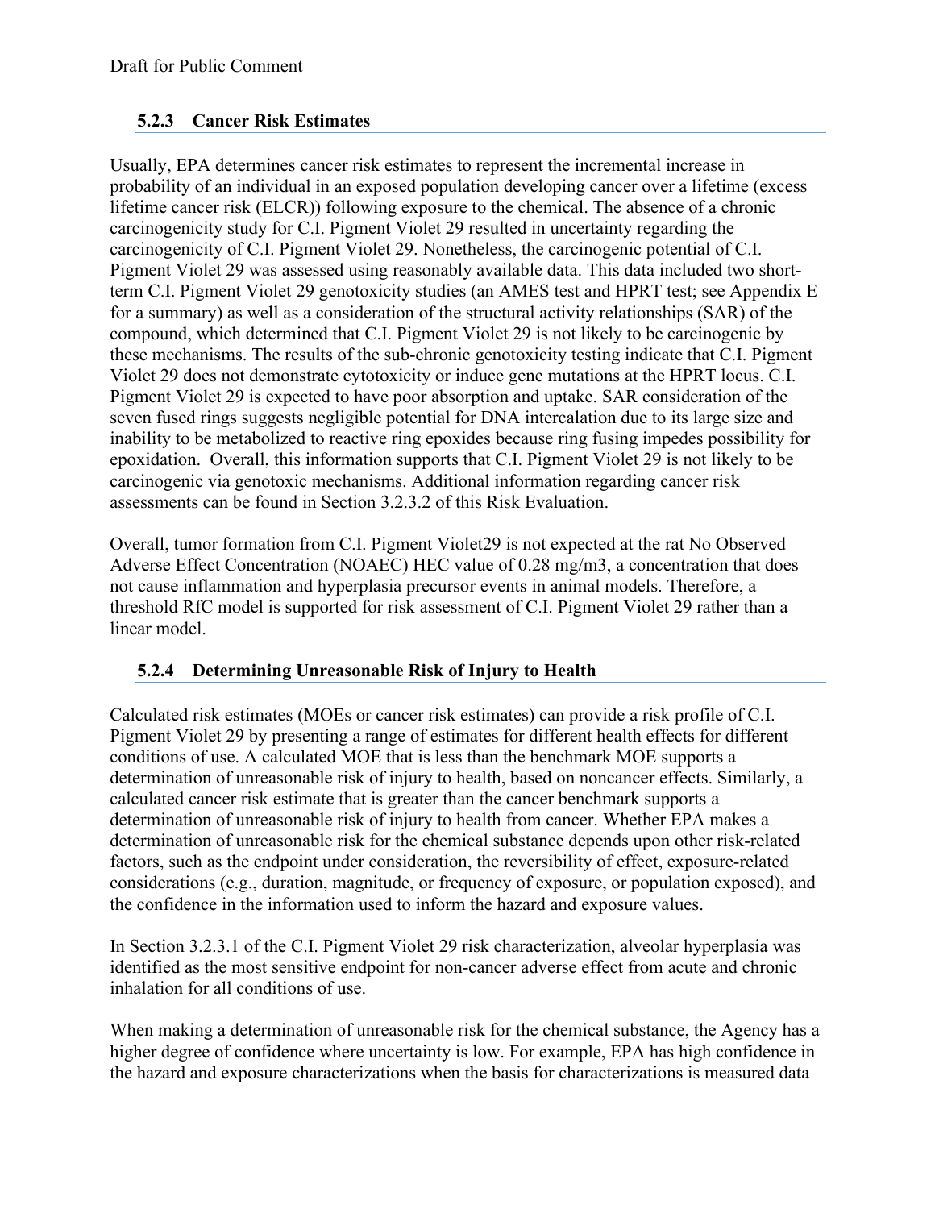### 5.2.3 Cancer Risk Estimates

Usually, EPA determines cancer risk estimates to represent the incremental increase in probability of an individual in an exposed population developing cancer over a lifetime (excess lifetime cancer risk (ELCR)) following exposure to the chemical. The absence of a chronic carcinogenicity study for C.I. Pigment Violet 29 resulted in uncertainty regarding the carcinogenicity of C.I. Pigment Violet 29. Nonetheless, the carcinogenic potential of C.I. Pigment Violet 29 was assessed using reasonably available data. This data included two short-term C.I. Pigment Violet 29 genotoxicity studies (an AMES test and HPRT test; see Appendix E for a summary) as well as a consideration of the structural activity relationships (SAR) of the compound, which determined that C.I. Pigment Violet 29 is not likely to be carcinogenic by these mechanisms. The results of the sub-chronic genotoxicity testing indicate that C.I. Pigment Violet 29 does not demonstrate cytotoxicity or induce gene mutations at the HPRT locus. C.I. Pigment Violet 29 is expected to have poor absorption and uptake. SAR consideration of the seven fused rings suggests negligible potential for DNA intercalation due to its large size and inability to be metabolized to reactive ring epoxides because ring fusing impedes possibility for epoxidation. Overall, this information supports that C.I. Pigment Violet 29 is not likely to be carcinogenic via genotoxic mechanisms. Additional information regarding cancer risk assessments can be found in Section 3.2.3.2 of this Risk Evaluation.

Overall, tumor formation from C.I. Pigment Violet29 is not expected at the rat No Observed Adverse Effect Concentration (NOAEC) HEC value of 0.28 mg/m3, a concentration that does not cause inflammation and hyperplasia precursor events in animal models. Therefore, a threshold RfC model is supported for risk assessment of C.I. Pigment Violet 29 rather than a linear model.

### 5.2.4 Determining Unreasonable Risk of Injury to Health

Calculated risk estimates (MOEs or cancer risk estimates) can provide a risk profile of C.I. Pigment Violet 29 by presenting a range of estimates for different health effects for different conditions of use. A calculated MOE that is less than the benchmark MOE supports a determination of unreasonable risk of injury to health, based on noncancer effects. Similarly, a calculated cancer risk estimate that is greater than the cancer benchmark supports a determination of unreasonable risk of injury to health from cancer. Whether EPA makes a determination of unreasonable risk for the chemical substance depends upon other risk-related factors, such as the endpoint under consideration, the reversibility of effect, exposure-related considerations (e.g., duration, magnitude, or frequency of exposure, or population exposed), and the confidence in the information used to inform the hazard and exposure values.

In Section 3.2.3.1 of the C.I. Pigment Violet 29 risk characterization, alveolar hyperplasia was identified as the most sensitive endpoint for non-cancer adverse effect from acute and chronic inhalation for all conditions of use.

When making a determination of unreasonable risk for the chemical substance, the Agency has a higher degree of confidence where uncertainty is low. For example, EPA has high confidence in the hazard and exposure characterizations when the basis for characterizations is measured data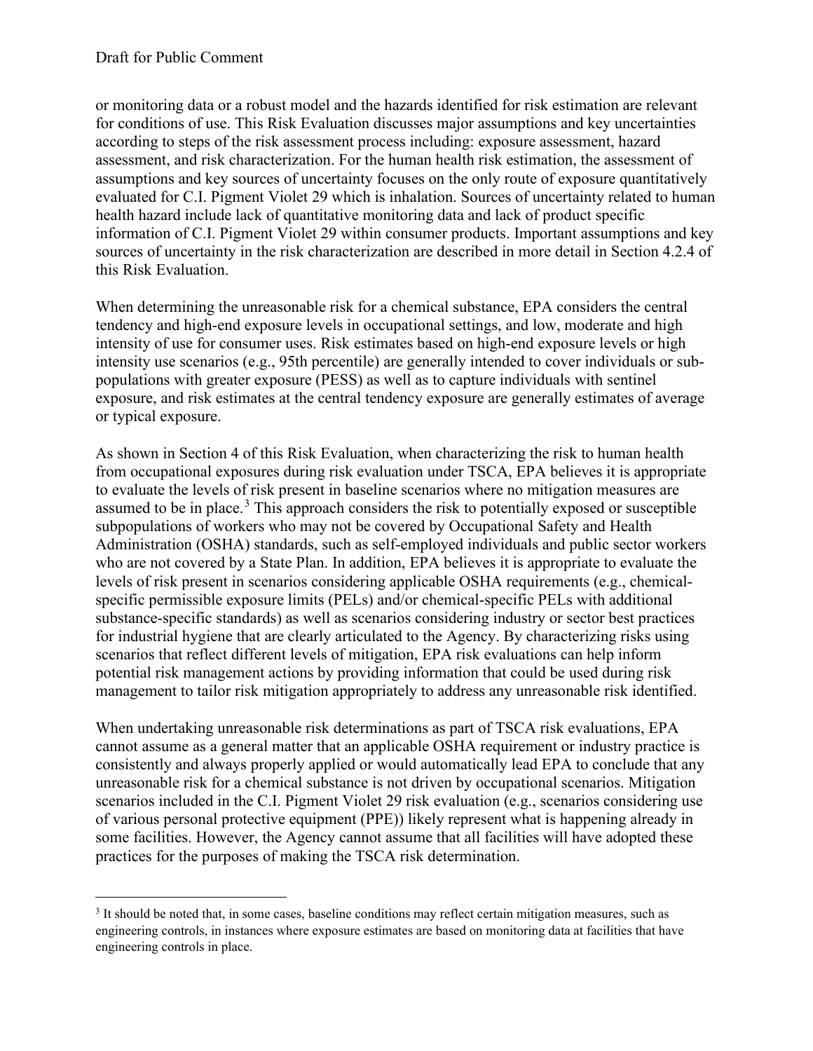or monitoring data or a robust model and the hazards identified for risk estimation are relevant for conditions of use. This Risk Evaluation discusses major assumptions and key uncertainties according to steps of the risk assessment process including: exposure assessment, hazard assessment, and risk characterization. For the human health risk estimation, the assessment of assumptions and key sources of uncertainty focuses on the only route of exposure quantitatively evaluated for C.I. Pigment Violet 29 which is inhalation. Sources of uncertainty related to human health hazard include lack of quantitative monitoring data and lack of product specific information of C.I. Pigment Violet 29 within consumer products. Important assumptions and key sources of uncertainty in the risk characterization are described in more detail in Section 4.2.4 of this Risk Evaluation.

When determining the unreasonable risk for a chemical substance, EPA considers the central tendency and high-end exposure levels in occupational settings, and low, moderate and high intensity of use for consumer uses. Risk estimates based on high-end exposure levels or high intensity use scenarios (e.g., 95th percentile) are generally intended to cover individuals or sub-populations with greater exposure (PESS) as well as to capture individuals with sentinel exposure, and risk estimates at the central tendency exposure are generally estimates of average or typical exposure.

As shown in Section 4 of this Risk Evaluation, when characterizing the risk to human health from occupational exposures during risk evaluation under TSCA, EPA believes it is appropriate to evaluate the levels of risk present in baseline scenarios where no mitigation measures are assumed to be in place.[3] This approach considers the risk to potentially exposed or susceptible subpopulations of workers who may not be covered by Occupational Safety and Health Administration (OSHA) standards, such as self-employed individuals and public sector workers who are not covered by a State Plan. In addition, EPA believes it is appropriate to evaluate the levels of risk present in scenarios considering applicable OSHA requirements (e.g., chemical-specific permissible exposure limits (PELs) and/or chemical-specific PELs with additional substance-specific standards) as well as scenarios considering industry or sector best practices for industrial hygiene that are clearly articulated to the Agency. By characterizing risks using scenarios that reflect different levels of mitigation, EPA risk evaluations can help inform potential risk management actions by providing information that could be used during risk management to tailor risk mitigation appropriately to address any unreasonable risk identified.

When undertaking unreasonable risk determinations as part of TSCA risk evaluations, EPA cannot assume as a general matter that an applicable OSHA requirement or industry practice is consistently and always properly applied or would automatically lead EPA to conclude that any unreasonable risk for a chemical substance is not driven by occupational scenarios. Mitigation scenarios included in the C.I. Pigment Violet 29 risk evaluation (e.g., scenarios considering use of various personal protective equipment (PPE)) likely represent what is happening already in some facilities. However, the Agency cannot assume that all facilities will have adopted these practices for the purposes of making the TSCA risk determination.

[3] It should be noted that, in some cases, baseline conditions may reflect certain mitigation measures, such as engineering controls, in instances where exposure estimates are based on monitoring data at facilities that have engineering controls in place.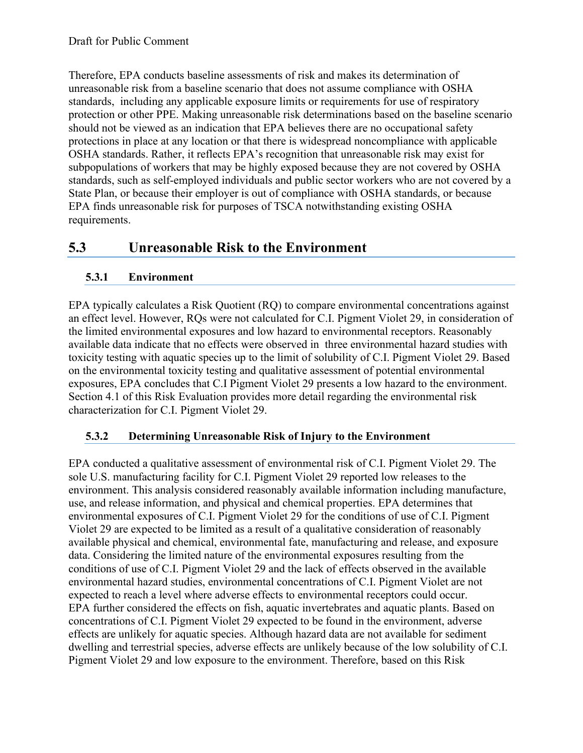Therefore, EPA conducts baseline assessments of risk and makes its determination of unreasonable risk from a baseline scenario that does not assume compliance with OSHA standards, including any applicable exposure limits or requirements for use of respiratory protection or other PPE. Making unreasonable risk determinations based on the baseline scenario should not be viewed as an indication that EPA believes there are no occupational safety protections in place at any location or that there is widespread noncompliance with applicable OSHA standards. Rather, it reflects EPA's recognition that unreasonable risk may exist for subpopulations of workers that may be highly exposed because they are not covered by OSHA standards, such as self-employed individuals and public sector workers who are not covered by a State Plan, or because their employer is out of compliance with OSHA standards, or because EPA finds unreasonable risk for purposes of TSCA notwithstanding existing OSHA requirements.

## 5.3 Unreasonable Risk to the Environment

### 5.3.1 Environment

EPA typically calculates a Risk Quotient (RQ) to compare environmental concentrations against an effect level. However, RQs were not calculated for C.I. Pigment Violet 29, in consideration of the limited environmental exposures and low hazard to environmental receptors. Reasonably available data indicate that no effects were observed in three environmental hazard studies with toxicity testing with aquatic species up to the limit of solubility of C.I. Pigment Violet 29. Based on the environmental toxicity testing and qualitative assessment of potential environmental exposures, EPA concludes that C.I Pigment Violet 29 presents a low hazard to the environment. Section 4.1 of this Risk Evaluation provides more detail regarding the environmental risk characterization for C.I. Pigment Violet 29.

### 5.3.2 Determining Unreasonable Risk of Injury to the Environment

EPA conducted a qualitative assessment of environmental risk of C.I. Pigment Violet 29. The sole U.S. manufacturing facility for C.I. Pigment Violet 29 reported low releases to the environment. This analysis considered reasonably available information including manufacture, use, and release information, and physical and chemical properties. EPA determines that environmental exposures of C.I. Pigment Violet 29 for the conditions of use of C.I. Pigment Violet 29 are expected to be limited as a result of a qualitative consideration of reasonably available physical and chemical, environmental fate, manufacturing and release, and exposure data. Considering the limited nature of the environmental exposures resulting from the conditions of use of C.I. Pigment Violet 29 and the lack of effects observed in the available environmental hazard studies, environmental concentrations of C.I. Pigment Violet are not expected to reach a level where adverse effects to environmental receptors could occur. EPA further considered the effects on fish, aquatic invertebrates and aquatic plants. Based on concentrations of C.I. Pigment Violet 29 expected to be found in the environment, adverse effects are unlikely for aquatic species. Although hazard data are not available for sediment dwelling and terrestrial species, adverse effects are unlikely because of the low solubility of C.I. Pigment Violet 29 and low exposure to the environment. Therefore, based on this Risk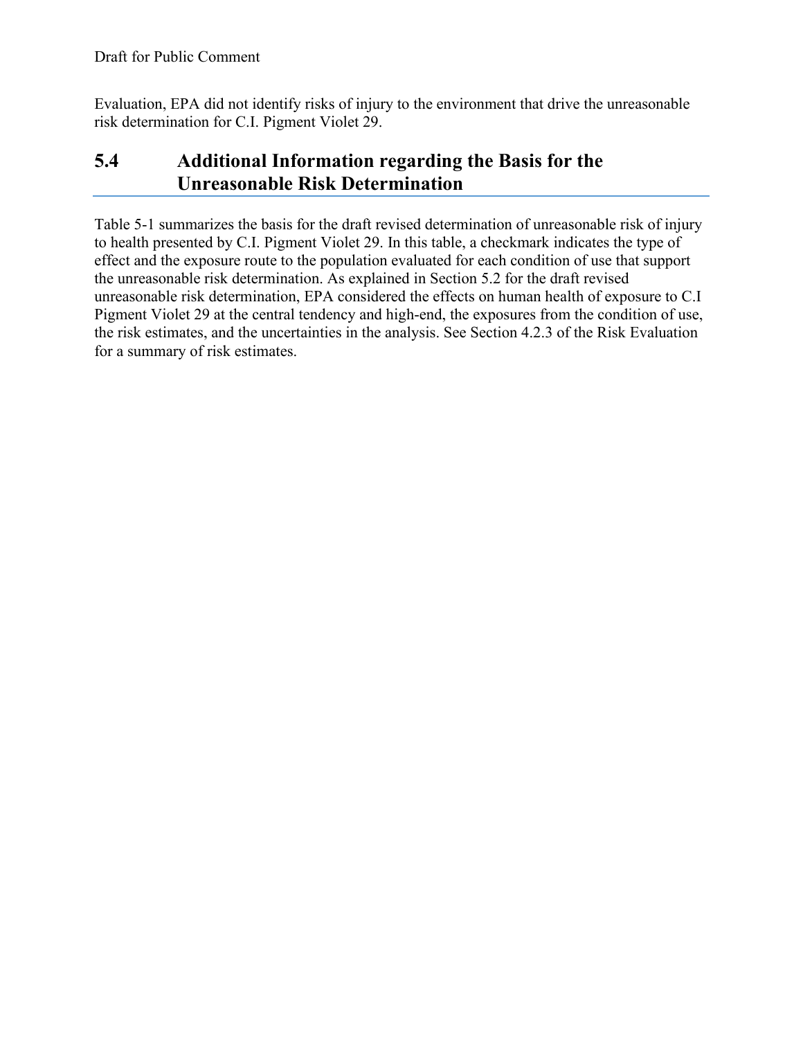Evaluation, EPA did not identify risks of injury to the environment that drive the unreasonable risk determination for C.I. Pigment Violet 29.

## 5.4 Additional Information regarding the Basis for the Unreasonable Risk Determination

Table 5-1 summarizes the basis for the draft revised determination of unreasonable risk of injury to health presented by C.I. Pigment Violet 29. In this table, a checkmark indicates the type of effect and the exposure route to the population evaluated for each condition of use that support the unreasonable risk determination. As explained in Section 5.2 for the draft revised unreasonable risk determination, EPA considered the effects on human health of exposure to C.I Pigment Violet 29 at the central tendency and high-end, the exposures from the condition of use, the risk estimates, and the uncertainties in the analysis. See Section 4.2.3 of the Risk Evaluation for a summary of risk estimates.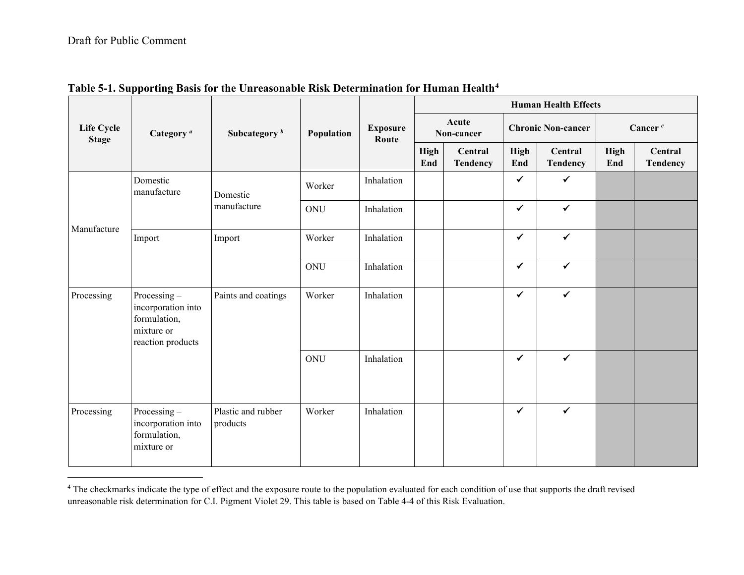Draft for Public Comment

**Table 5-1. Supporting Basis for the Unreasonable Risk Determination for Human Health[4]**

| Life Cycle Stage | Category [a] | Subcategory [b] | Population | Exposure Route | Human Health Effects | | | | | |
|---|---|---|---|---|---|---|---|---|---|---|
| | | | | | Acute Non-cancer | | Chronic Non-cancer | | Cancer [c] | |
| | | | | | High End | Central Tendency | High End | Central Tendency | High End | Central Tendency |
| Manufacture | Domestic manufacture | Domestic manufacture | Worker | Inhalation | | | ✔ | ✔ | | |
| | | | ONU | Inhalation | | | ✔ | ✔ | | |
| | Import | Import | Worker | Inhalation | | | ✔ | ✔ | | |
| | | | ONU | Inhalation | | | ✔ | ✔ | | |
| Processing | Processing – incorporation into formulation, mixture or reaction products | Paints and coatings | Worker | Inhalation | | | ✔ | ✔ | | |
| | | | ONU | Inhalation | | | ✔ | ✔ | | |
| Processing | Processing – incorporation into formulation, mixture or | Plastic and rubber products | Worker | Inhalation | | | ✔ | ✔ | | |

[4] The checkmarks indicate the type of effect and the exposure route to the population evaluated for each condition of use that supports the draft revised unreasonable risk determination for C.I. Pigment Violet 29. This table is based on Table 4-4 of this Risk Evaluation.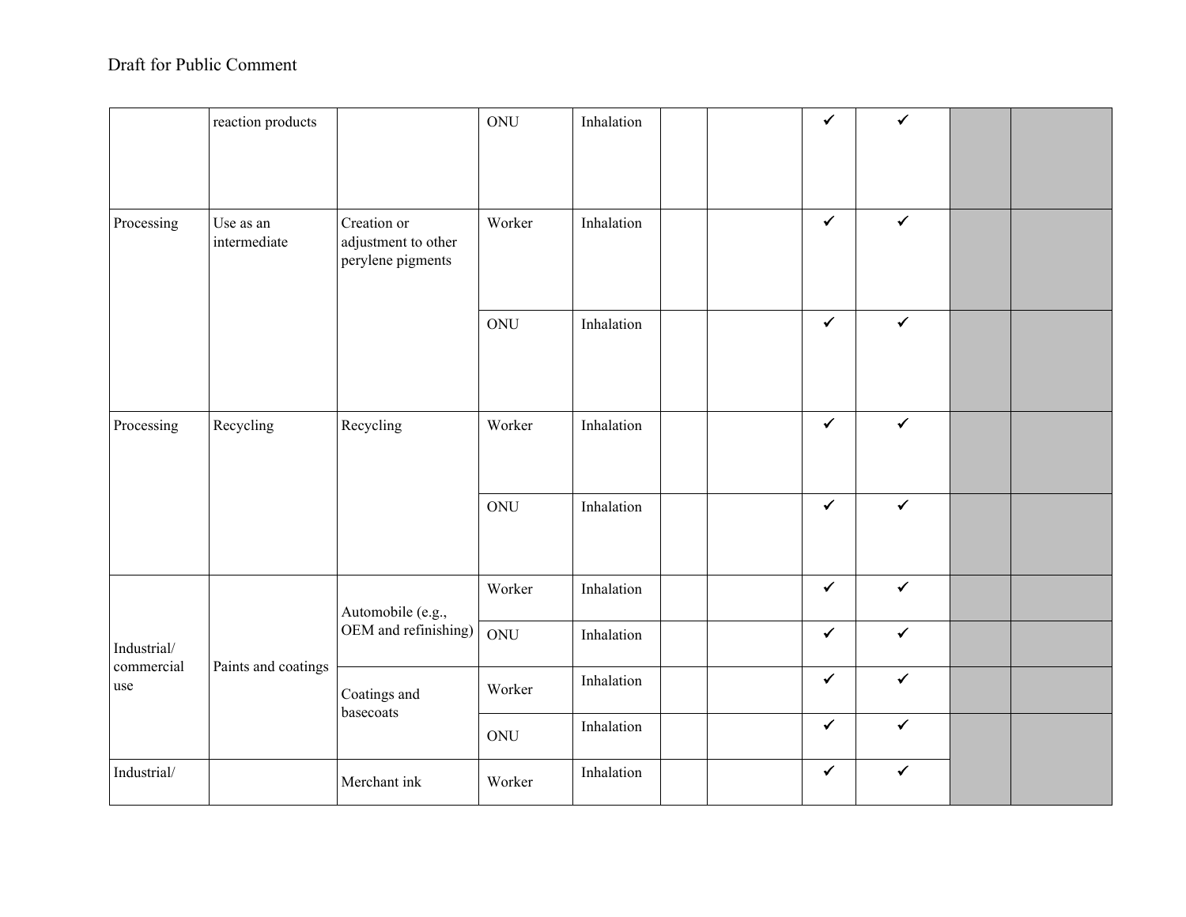Draft for Public Comment

| | | | | | | | | | | |
|---|---|---|---|---|---|---|---|---|---|---|
| | reaction products | | ONU | Inhalation | | | ✔ | ✔ | | |
| Processing | Use as an intermediate | Creation or adjustment to other perylene pigments | Worker | Inhalation | | | ✔ | ✔ | | |
| | | | ONU | Inhalation | | | ✔ | ✔ | | |
| Processing | Recycling | Recycling | Worker | Inhalation | | | ✔ | ✔ | | |
| | | | ONU | Inhalation | | | ✔ | ✔ | | |
| Industrial/ commercial use | Paints and coatings | Automobile (e.g., OEM and refinishing) | Worker | Inhalation | | | ✔ | ✔ | | |
| | | | ONU | Inhalation | | | ✔ | ✔ | | |
| | | Coatings and basecoats | Worker | Inhalation | | | ✔ | ✔ | | |
| | | | ONU | Inhalation | | | ✔ | ✔ | | |
| Industrial/ | | Merchant ink | Worker | Inhalation | | | ✔ | ✔ | | |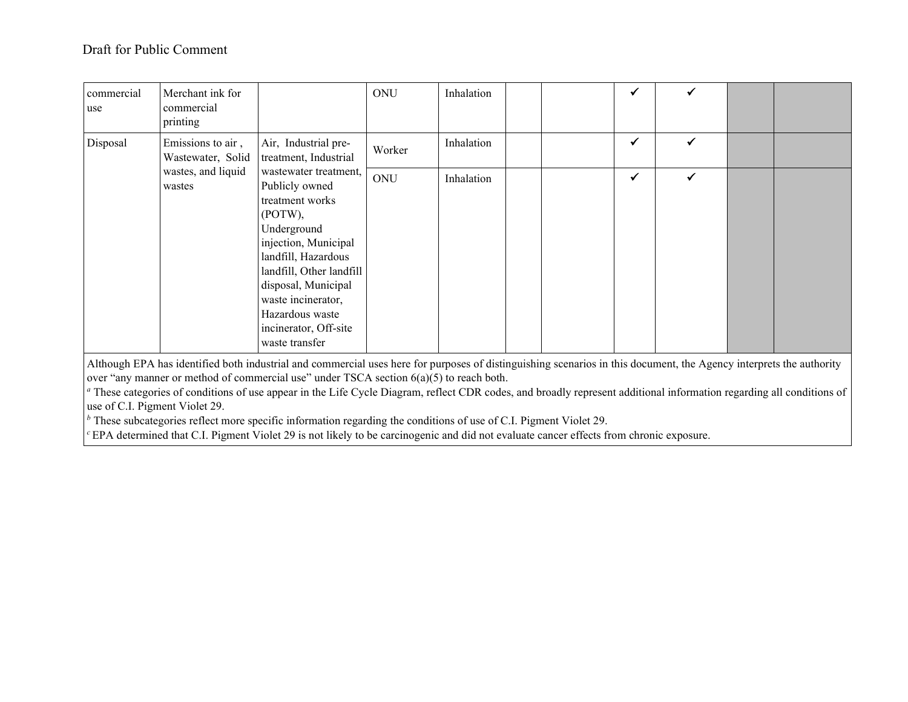Draft for Public Comment

| | | | | | | | | | | |
|---|---|---|---|---|---|---|---|---|---|---|
| commercial use | Merchant ink for commercial printing | | ONU | Inhalation | | | ✔ | ✔ | | |
| Disposal | Emissions to air , Wastewater, Solid wastes, and liquid wastes | Air, Industrial pre-treatment, Industrial wastewater treatment, Publicly owned treatment works (POTW), Underground injection, Municipal landfill, Hazardous landfill, Other landfill disposal, Municipal waste incinerator, Hazardous waste incinerator, Off-site waste transfer | Worker | Inhalation | | | ✔ | ✔ | | |
| | | | ONU | Inhalation | | | ✔ | ✔ | | |

Although EPA has identified both industrial and commercial uses here for purposes of distinguishing scenarios in this document, the Agency interprets the authority over "any manner or method of commercial use" under TSCA section 6(a)(5) to reach both.

[a] These categories of conditions of use appear in the Life Cycle Diagram, reflect CDR codes, and broadly represent additional information regarding all conditions of use of C.I. Pigment Violet 29.

[b] These subcategories reflect more specific information regarding the conditions of use of C.I. Pigment Violet 29.

[c] EPA determined that C.I. Pigment Violet 29 is not likely to be carcinogenic and did not evaluate cancer effects from chronic exposure.